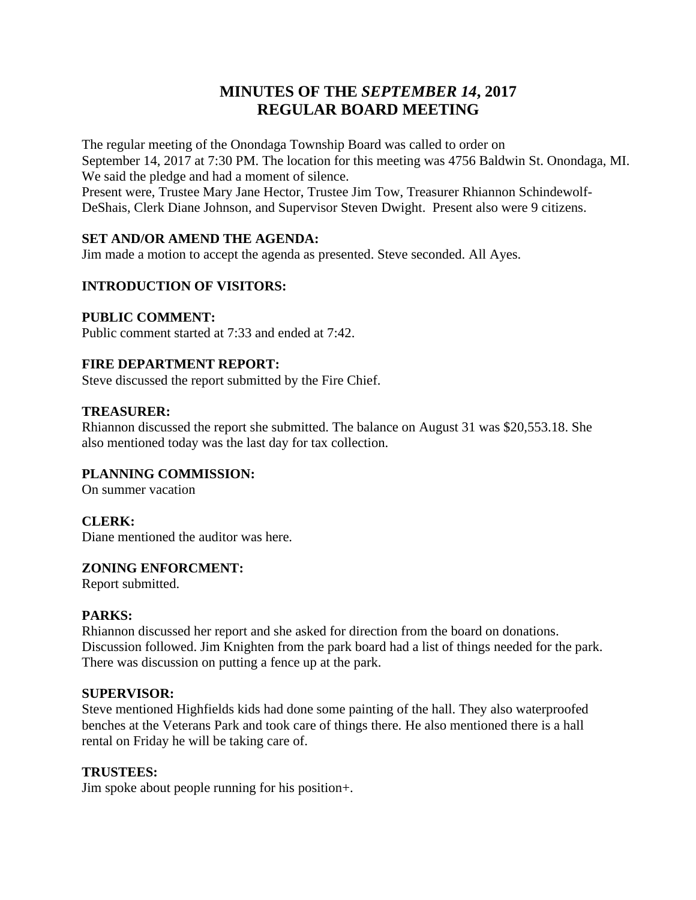# MINUTES OF THE *SEPTEMBER 14*, 2017 REGULAR BOARD MEETING

The regular meeting of the Onondaga Township Board was called to order on September 14, 2017 at 7:30 PM. The location for this meeting was 4756 Baldwin St. Onondaga, MI. We said the pledge and had a moment of silence.
Present were, Trustee Mary Jane Hector, Trustee Jim Tow, Treasurer Rhiannon Schindewolf-DeShais, Clerk Diane Johnson, and Supervisor Steven Dwight. Present also were 9 citizens.

**SET AND/OR AMEND THE AGENDA:**
Jim made a motion to accept the agenda as presented. Steve seconded. All Ayes.

**INTRODUCTION OF VISITORS:**

**PUBLIC COMMENT:**
Public comment started at 7:33 and ended at 7:42.

**FIRE DEPARTMENT REPORT:**
Steve discussed the report submitted by the Fire Chief.

**TREASURER:**
Rhiannon discussed the report she submitted. The balance on August 31 was $20,553.18. She also mentioned today was the last day for tax collection.

**PLANNING COMMISSION:**
On summer vacation

**CLERK:**
Diane mentioned the auditor was here.

**ZONING ENFORCMENT:**
Report submitted.

**PARKS:**
Rhiannon discussed her report and she asked for direction from the board on donations. Discussion followed. Jim Knighten from the park board had a list of things needed for the park. There was discussion on putting a fence up at the park.

**SUPERVISOR:**
Steve mentioned Highfields kids had done some painting of the hall. They also waterproofed benches at the Veterans Park and took care of things there. He also mentioned there is a hall rental on Friday he will be taking care of.

**TRUSTEES:**
Jim spoke about people running for his position+.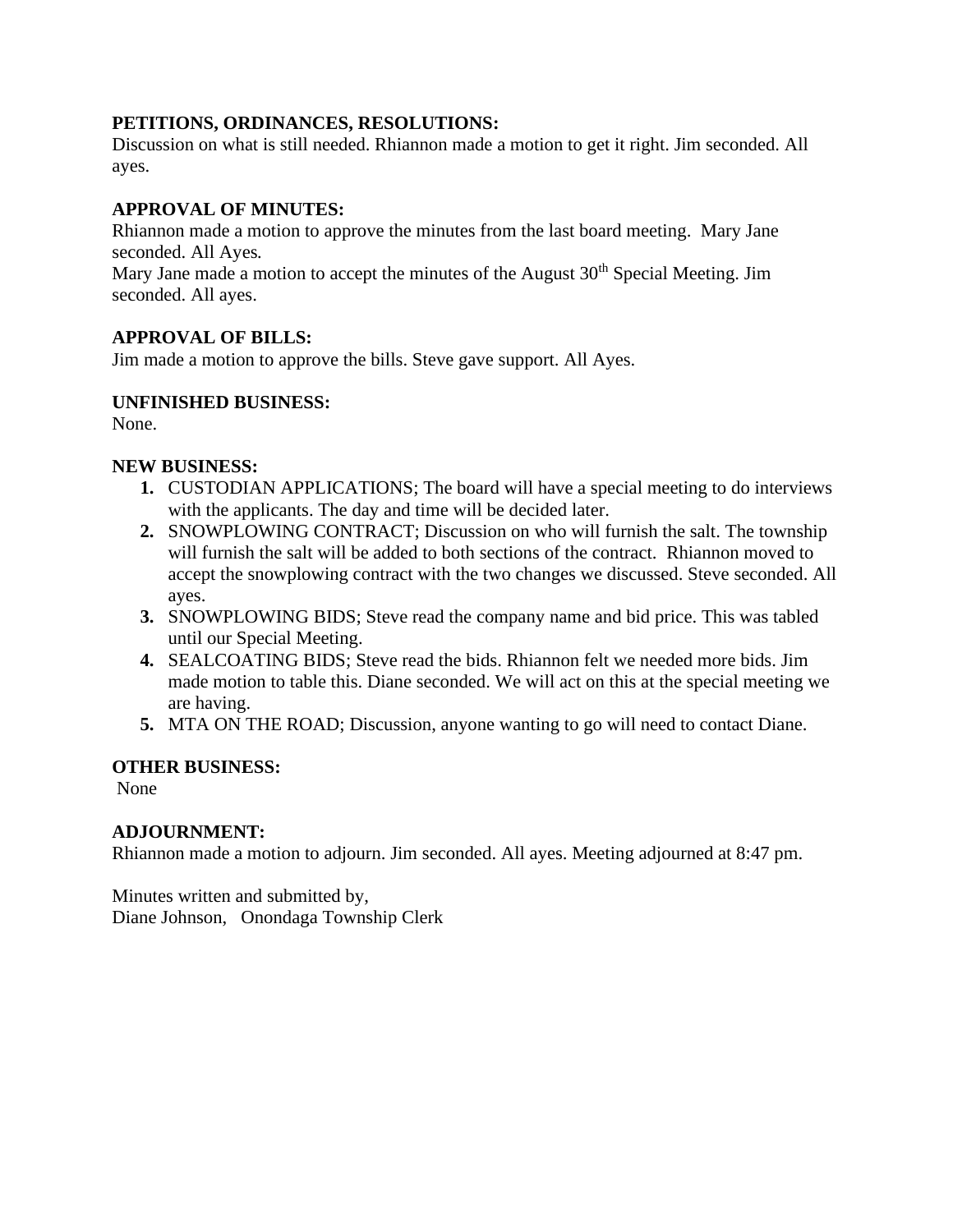**PETITIONS, ORDINANCES, RESOLUTIONS:**
Discussion on what is still needed. Rhiannon made a motion to get it right. Jim seconded. All ayes.

**APPROVAL OF MINUTES:**
Rhiannon made a motion to approve the minutes from the last board meeting. Mary Jane seconded. All Ayes.
Mary Jane made a motion to accept the minutes of the August 30th Special Meeting. Jim seconded. All ayes.

**APPROVAL OF BILLS:**
Jim made a motion to approve the bills. Steve gave support. All Ayes.

**UNFINISHED BUSINESS:**
None.

**NEW BUSINESS:**

1. CUSTODIAN APPLICATIONS; The board will have a special meeting to do interviews with the applicants. The day and time will be decided later.
2. SNOWPLOWING CONTRACT; Discussion on who will furnish the salt. The township will furnish the salt will be added to both sections of the contract. Rhiannon moved to accept the snowplowing contract with the two changes we discussed. Steve seconded. All ayes.
3. SNOWPLOWING BIDS; Steve read the company name and bid price. This was tabled until our Special Meeting.
4. SEALCOATING BIDS; Steve read the bids. Rhiannon felt we needed more bids. Jim made motion to table this. Diane seconded. We will act on this at the special meeting we are having.
5. MTA ON THE ROAD; Discussion, anyone wanting to go will need to contact Diane.

**OTHER BUSINESS:**
None

**ADJOURNMENT:**
Rhiannon made a motion to adjourn. Jim seconded. All ayes. Meeting adjourned at 8:47 pm.

Minutes written and submitted by,
Diane Johnson, Onondaga Township Clerk